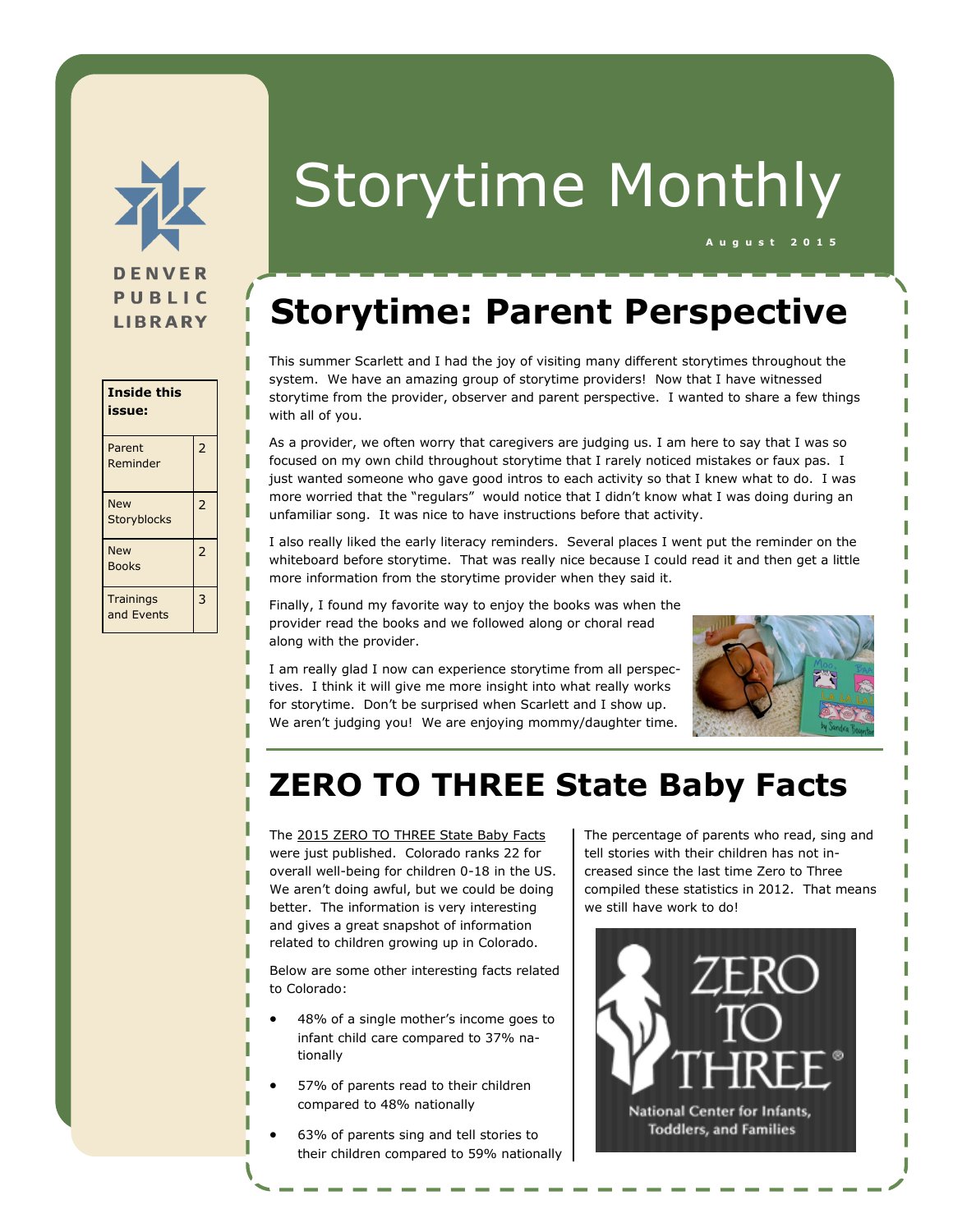DENVER PUBLIC LIBRARY

# Storytime Monthly

August 2015

| Inside this issue: | |
|---|---|
| Parent Reminder | 2 |
| New Storyblocks | 2 |
| New Books | 2 |
| Trainings and Events | 3 |

## Storytime: Parent Perspective

This summer Scarlett and I had the joy of visiting many different storytimes throughout the system. We have an amazing group of storytime providers! Now that I have witnessed storytime from the provider, observer and parent perspective. I wanted to share a few things with all of you.

As a provider, we often worry that caregivers are judging us. I am here to say that I was so focused on my own child throughout storytime that I rarely noticed mistakes or faux pas. I just wanted someone who gave good intros to each activity so that I knew what to do. I was more worried that the "regulars" would notice that I didn't know what I was doing during an unfamiliar song. It was nice to have instructions before that activity.

I also really liked the early literacy reminders. Several places I went put the reminder on the whiteboard before storytime. That was really nice because I could read it and then get a little more information from the storytime provider when they said it.

Finally, I found my favorite way to enjoy the books was when the provider read the books and we followed along or choral read along with the provider.

I am really glad I now can experience storytime from all perspectives. I think it will give me more insight into what really works for storytime. Don't be surprised when Scarlett and I show up. We aren't judging you! We are enjoying mommy/daughter time.

## ZERO TO THREE State Baby Facts

The 2015 ZERO TO THREE State Baby Facts were just published. Colorado ranks 22 for overall well-being for children 0-18 in the US. We aren't doing awful, but we could be doing better. The information is very interesting and gives a great snapshot of information related to children growing up in Colorado.

Below are some other interesting facts related to Colorado:

- 48% of a single mother's income goes to infant child care compared to 37% nationally
- 57% of parents read to their children compared to 48% nationally
- 63% of parents sing and tell stories to their children compared to 59% nationally

The percentage of parents who read, sing and tell stories with their children has not increased since the last time Zero to Three compiled these statistics in 2012. That means we still have work to do!

ZERO TO THREE® National Center for Infants, Toddlers, and Families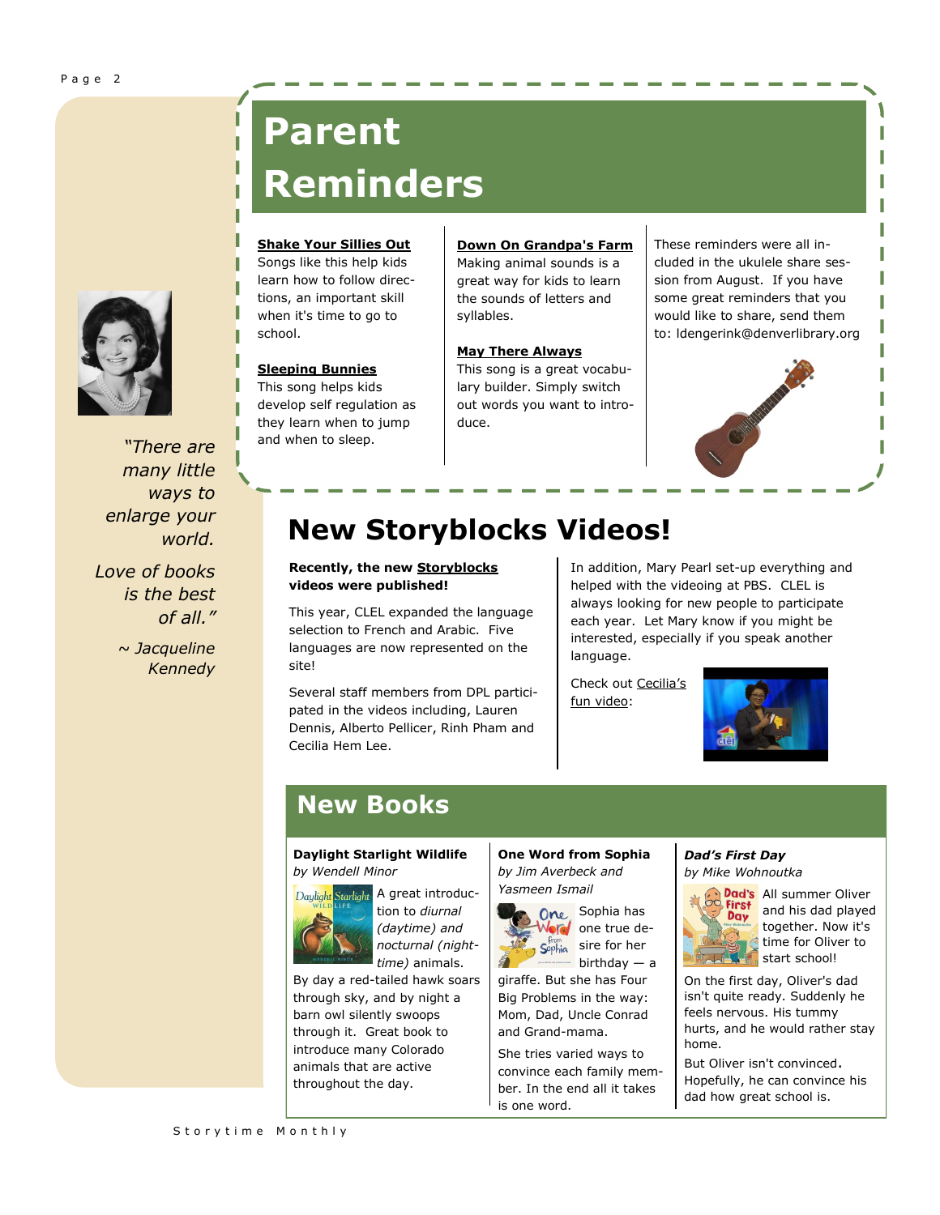# Parent Reminders

**Shake Your Sillies Out**
Songs like this help kids learn how to follow directions, an important skill when it's time to go to school.

**Sleeping Bunnies**
This song helps kids develop self regulation as they learn when to jump and when to sleep.

**Down On Grandpa's Farm**
Making animal sounds is a great way for kids to learn the sounds of letters and syllables.

**May There Always**
This song is a great vocabulary builder. Simply switch out words you want to introduce.

These reminders were all included in the ukulele share session from August. If you have some great reminders that you would like to share, send them to: ldengerink@denverlibrary.org

*"There are many little ways to enlarge your world.*

*Love of books is the best of all."*

*~ Jacqueline Kennedy*

# New Storyblocks Videos!

**Recently, the new Storyblocks videos were published!**

This year, CLEL expanded the language selection to French and Arabic. Five languages are now represented on the site!

Several staff members from DPL participated in the videos including, Lauren Dennis, Alberto Pellicer, Rinh Pham and Cecilia Hem Lee.

In addition, Mary Pearl set-up everything and helped with the videoing at PBS. CLEL is always looking for new people to participate each year. Let Mary know if you might be interested, especially if you speak another language.

Check out Cecilia's fun video:

# New Books

**Daylight Starlight Wildlife**
*by Wendell Minor*

A great introduction to *diurnal (daytime) and nocturnal (night-time)* animals. By day a red-tailed hawk soars through sky, and by night a barn owl silently swoops through it. Great book to introduce many Colorado animals that are active throughout the day.

**One Word from Sophia**
*by Jim Averbeck and Yasmeen Ismail*

Sophia has one true desire for her birthday — a giraffe. But she has Four Big Problems in the way: Mom, Dad, Uncle Conrad and Grand-mama.

She tries varied ways to convince each family member. In the end all it takes is one word.

***Dad's First Day***
*by Mike Wohnoutka*

All summer Oliver and his dad played together. Now it's time for Oliver to start school!

On the first day, Oliver's dad isn't quite ready. Suddenly he feels nervous. His tummy hurts, and he would rather stay home.

But Oliver isn't convinced. Hopefully, he can convince his dad how great school is.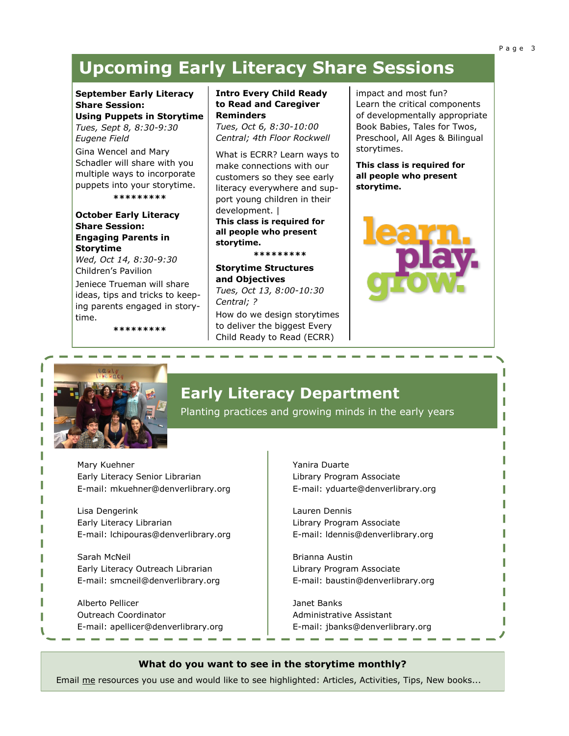# Upcoming Early Literacy Share Sessions

**September Early Literacy Share Session: Using Puppets in Storytime**
*Tues, Sept 8, 8:30-9:30*
*Eugene Field*

Gina Wencel and Mary Schadler will share with you multiple ways to incorporate puppets into your storytime.

*********

**October Early Literacy Share Session: Engaging Parents in Storytime**
*Wed, Oct 14, 8:30-9:30*
Children's Pavilion

Jeniece Trueman will share ideas, tips and tricks to keeping parents engaged in storytime.

*********

**Intro Every Child Ready to Read and Caregiver Reminders**
*Tues, Oct 6, 8:30-10:00*
*Central; 4th Floor Rockwell*

What is ECRR? Learn ways to make connections with our customers so they see early literacy everywhere and support young children in their development. |
**This class is required for all people who present storytime.**

*********

**Storytime Structures and Objectives**
*Tues, Oct 13, 8:00-10:30*
*Central; ?*

How do we design storytimes to deliver the biggest Every Child Ready to Read (ECRR) impact and most fun? Learn the critical components of developmentally appropriate Book Babies, Tales for Twos, Preschool, All Ages & Bilingual storytimes.

**This class is required for all people who present storytime.**

learn. play. grow.

## Early Literacy Department

Planting practices and growing minds in the early years

Mary Kuehner
Early Literacy Senior Librarian
E-mail: mkuehner@denverlibrary.org

Lisa Dengerink
Early Literacy Librarian
E-mail: lchipouras@denverlibrary.org

Sarah McNeil
Early Literacy Outreach Librarian
E-mail: smcneil@denverlibrary.org

Alberto Pellicer
Outreach Coordinator
E-mail: apellicer@denverlibrary.org

Yanira Duarte
Library Program Associate
E-mail: yduarte@denverlibrary.org

Lauren Dennis
Library Program Associate
E-mail: ldennis@denverlibrary.org

Brianna Austin
Library Program Associate
E-mail: baustin@denverlibrary.org

Janet Banks
Administrative Assistant
E-mail: jbanks@denverlibrary.org

**What do you want to see in the storytime monthly?**

Email me resources you use and would like to see highlighted: Articles, Activities, Tips, New books...